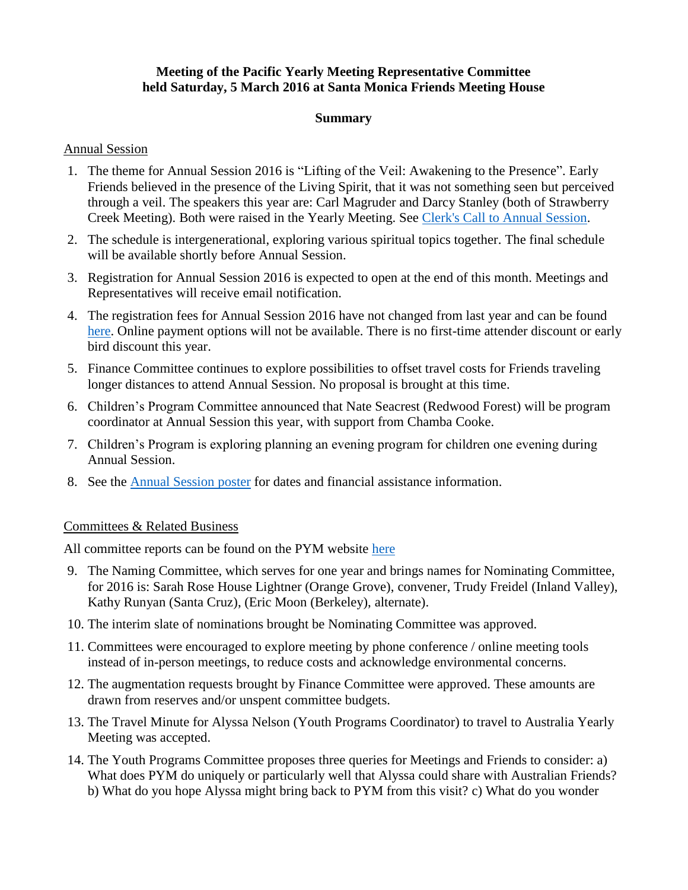**Meeting of the Pacific Yearly Meeting Representative Committee held Saturday, 5 March 2016 at Santa Monica Friends Meeting House**

**Summary**

Annual Session

1. The theme for Annual Session 2016 is "Lifting of the Veil: Awakening to the Presence". Early Friends believed in the presence of the Living Spirit, that it was not something seen but perceived through a veil. The speakers this year are: Carl Magruder and Darcy Stanley (both of Strawberry Creek Meeting). Both were raised in the Yearly Meeting. See Clerk's Call to Annual Session.
2. The schedule is intergenerational, exploring various spiritual topics together. The final schedule will be available shortly before Annual Session.
3. Registration for Annual Session 2016 is expected to open at the end of this month. Meetings and Representatives will receive email notification.
4. The registration fees for Annual Session 2016 have not changed from last year and can be found here. Online payment options will not be available. There is no first-time attender discount or early bird discount this year.
5. Finance Committee continues to explore possibilities to offset travel costs for Friends traveling longer distances to attend Annual Session. No proposal is brought at this time.
6. Children's Program Committee announced that Nate Seacrest (Redwood Forest) will be program coordinator at Annual Session this year, with support from Chamba Cooke.
7. Children's Program is exploring planning an evening program for children one evening during Annual Session.
8. See the Annual Session poster for dates and financial assistance information.

Committees & Related Business

All committee reports can be found on the PYM website here

9. The Naming Committee, which serves for one year and brings names for Nominating Committee, for 2016 is: Sarah Rose House Lightner (Orange Grove), convener, Trudy Freidel (Inland Valley), Kathy Runyan (Santa Cruz), (Eric Moon (Berkeley), alternate).
10. The interim slate of nominations brought be Nominating Committee was approved.
11. Committees were encouraged to explore meeting by phone conference / online meeting tools instead of in-person meetings, to reduce costs and acknowledge environmental concerns.
12. The augmentation requests brought by Finance Committee were approved. These amounts are drawn from reserves and/or unspent committee budgets.
13. The Travel Minute for Alyssa Nelson (Youth Programs Coordinator) to travel to Australia Yearly Meeting was accepted.
14. The Youth Programs Committee proposes three queries for Meetings and Friends to consider: a) What does PYM do uniquely or particularly well that Alyssa could share with Australian Friends? b) What do you hope Alyssa might bring back to PYM from this visit? c) What do you wonder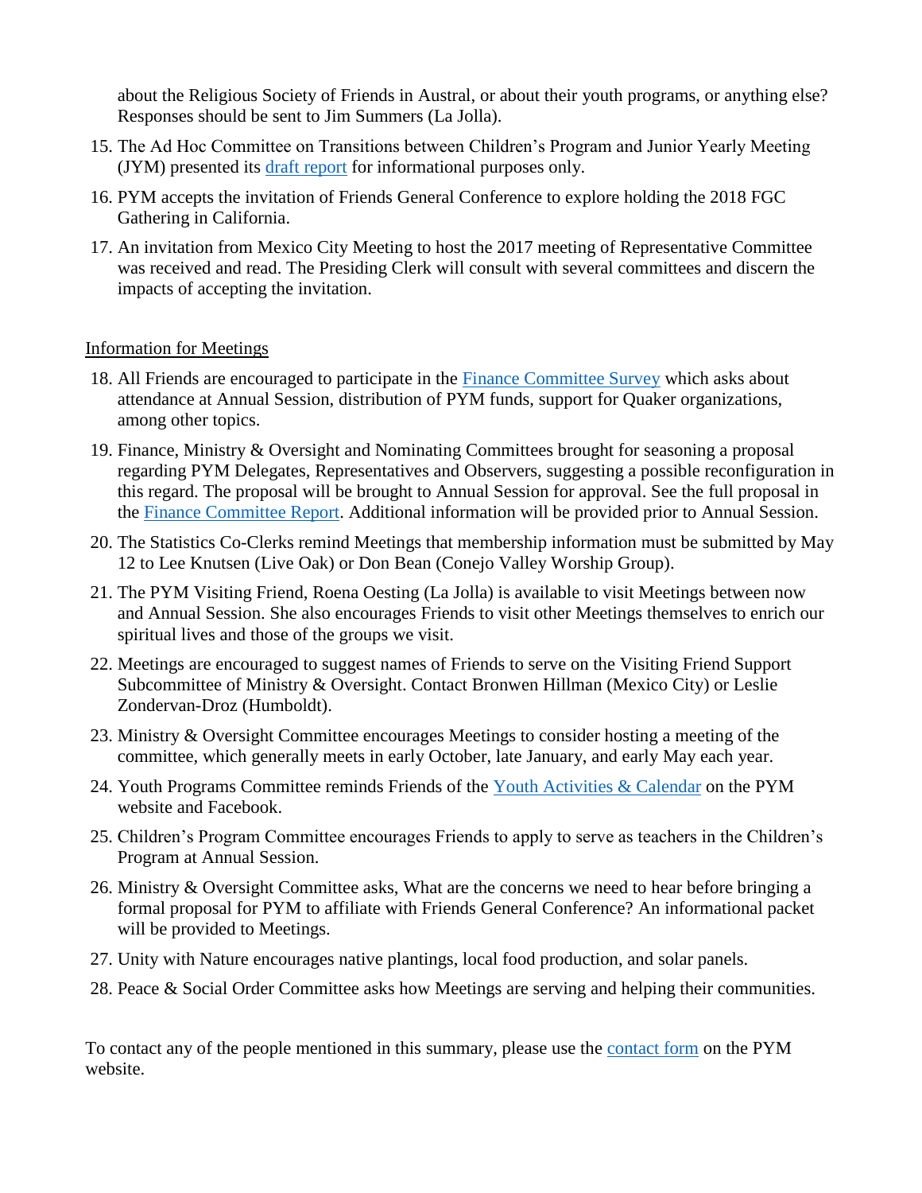about the Religious Society of Friends in Austral, or about their youth programs, or anything else? Responses should be sent to Jim Summers (La Jolla).

15. The Ad Hoc Committee on Transitions between Children's Program and Junior Yearly Meeting (JYM) presented its draft report for informational purposes only.
16. PYM accepts the invitation of Friends General Conference to explore holding the 2018 FGC Gathering in California.
17. An invitation from Mexico City Meeting to host the 2017 meeting of Representative Committee was received and read. The Presiding Clerk will consult with several committees and discern the impacts of accepting the invitation.

Information for Meetings

18. All Friends are encouraged to participate in the Finance Committee Survey which asks about attendance at Annual Session, distribution of PYM funds, support for Quaker organizations, among other topics.
19. Finance, Ministry & Oversight and Nominating Committees brought for seasoning a proposal regarding PYM Delegates, Representatives and Observers, suggesting a possible reconfiguration in this regard. The proposal will be brought to Annual Session for approval. See the full proposal in the Finance Committee Report. Additional information will be provided prior to Annual Session.
20. The Statistics Co-Clerks remind Meetings that membership information must be submitted by May 12 to Lee Knutsen (Live Oak) or Don Bean (Conejo Valley Worship Group).
21. The PYM Visiting Friend, Roena Oesting (La Jolla) is available to visit Meetings between now and Annual Session. She also encourages Friends to visit other Meetings themselves to enrich our spiritual lives and those of the groups we visit.
22. Meetings are encouraged to suggest names of Friends to serve on the Visiting Friend Support Subcommittee of Ministry & Oversight. Contact Bronwen Hillman (Mexico City) or Leslie Zondervan-Droz (Humboldt).
23. Ministry & Oversight Committee encourages Meetings to consider hosting a meeting of the committee, which generally meets in early October, late January, and early May each year.
24. Youth Programs Committee reminds Friends of the Youth Activities & Calendar on the PYM website and Facebook.
25. Children's Program Committee encourages Friends to apply to serve as teachers in the Children's Program at Annual Session.
26. Ministry & Oversight Committee asks, What are the concerns we need to hear before bringing a formal proposal for PYM to affiliate with Friends General Conference? An informational packet will be provided to Meetings.
27. Unity with Nature encourages native plantings, local food production, and solar panels.
28. Peace & Social Order Committee asks how Meetings are serving and helping their communities.

To contact any of the people mentioned in this summary, please use the contact form on the PYM website.